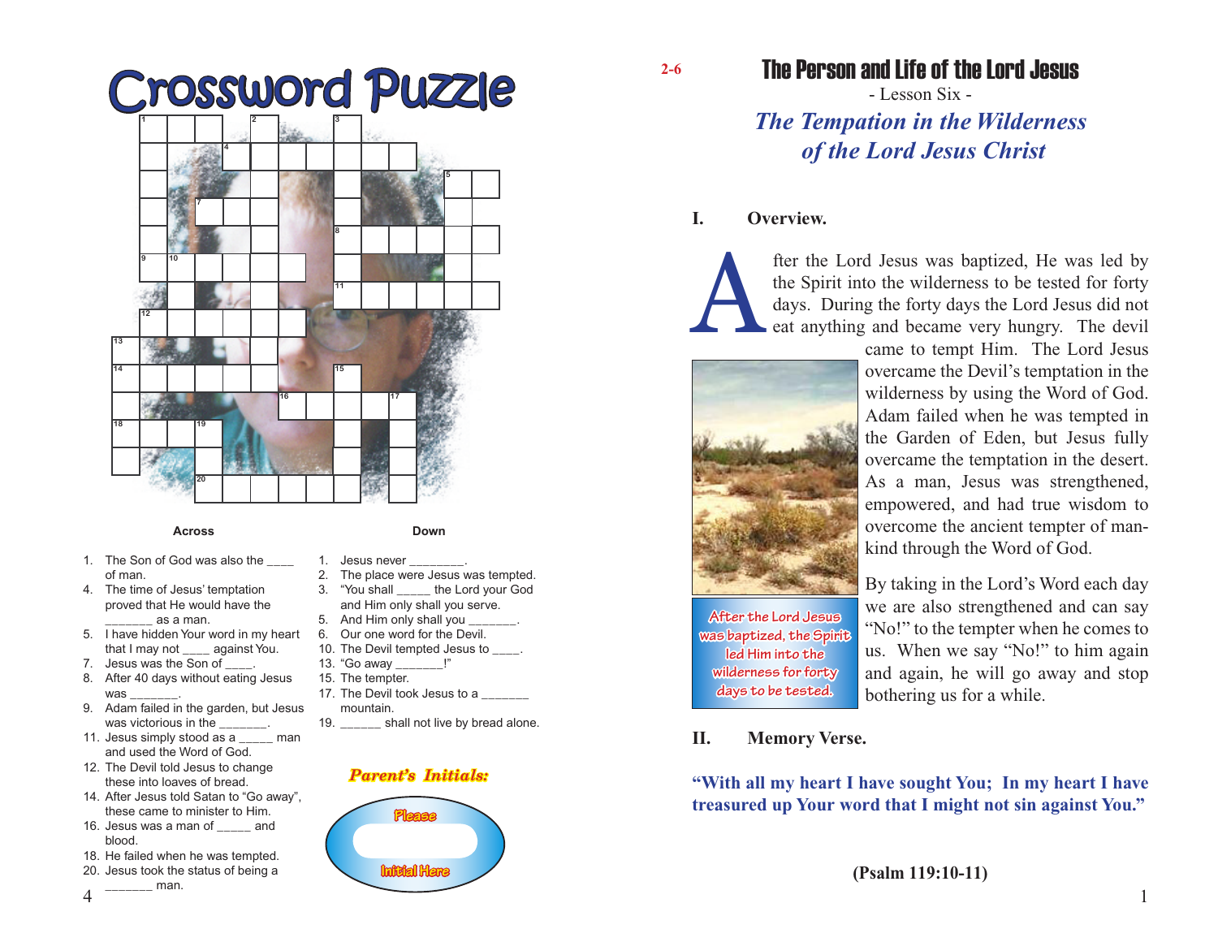# Crossword Puzzle

**Across**

1. The Son of God was also the ____ of man.
4. The time of Jesus' temptation proved that He would have the _______ as a man.
5. I have hidden Your word in my heart that I may not ____ against You.
7. Jesus was the Son of ____.
8. After 40 days without eating Jesus was _______.
9. Adam failed in the garden, but Jesus was victorious in the _______.
11. Jesus simply stood as a _____ man and used the Word of God.
12. The Devil told Jesus to change these into loaves of bread.
14. After Jesus told Satan to "Go away", these came to minister to Him.
16. Jesus was a man of _____ and blood.
18. He failed when he was tempted.
20. Jesus took the status of being a _______ man.

**Down**

1. Jesus never ________.
2. The place were Jesus was tempted.
3. "You shall _____ the Lord your God and Him only shall you serve.
5. And Him only shall you _______.
6. Our one word for the Devil.
10. The Devil tempted Jesus to ____.
13. "Go away _______!"
15. The tempter.
17. The Devil took Jesus to a _______ mountain.
19. ______ shall not live by bread alone.

***Parent's Initials:***

Please

Initial Here

2-6

# The Person and Life of the Lord Jesus

- Lesson Six -

## *The Tempation in the Wilderness of the Lord Jesus Christ*

### I. Overview.

After the Lord Jesus was baptized, He was led by the Spirit into the wilderness to be tested for forty days. During the forty days the Lord Jesus did not eat anything and became very hungry. The devil came to tempt Him. The Lord Jesus overcame the Devil's temptation in the wilderness by using the Word of God. Adam failed when he was tempted in the Garden of Eden, but Jesus fully overcame the temptation in the desert. As a man, Jesus was strengthened, empowered, and had true wisdom to overcome the ancient tempter of mankind through the Word of God.

After the Lord Jesus was baptized, the Spirit led Him into the wilderness for forty days to be tested.

By taking in the Lord's Word each day we are also strengthened and can say "No!" to the tempter when he comes to us. When we say "No!" to him again and again, he will go away and stop bothering us for a while.

### II. Memory Verse.

**"With all my heart I have sought You; In my heart I have treasured up Your word that I might not sin against You."**

**(Psalm 119:10-11)**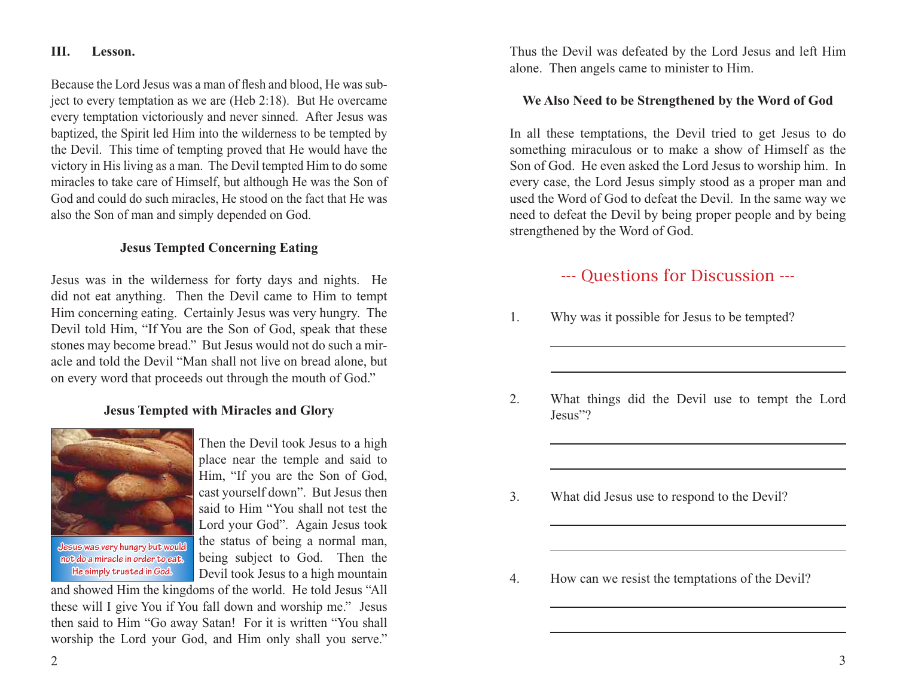## III. Lesson.

Because the Lord Jesus was a man of flesh and blood, He was subject to every temptation as we are (Heb 2:18). But He overcame every temptation victoriously and never sinned. After Jesus was baptized, the Spirit led Him into the wilderness to be tempted by the Devil. This time of tempting proved that He would have the victory in His living as a man. The Devil tempted Him to do some miracles to take care of Himself, but although He was the Son of God and could do such miracles, He stood on the fact that He was also the Son of man and simply depended on God.

### Jesus Tempted Concerning Eating

Jesus was in the wilderness for forty days and nights. He did not eat anything. Then the Devil came to Him to tempt Him concerning eating. Certainly Jesus was very hungry. The Devil told Him, "If You are the Son of God, speak that these stones may become bread." But Jesus would not do such a miracle and told the Devil "Man shall not live on bread alone, but on every word that proceeds out through the mouth of God."

### Jesus Tempted with Miracles and Glory

Jesus was very hungry but would not do a miracle in order to eat. He simply trusted in God.

Then the Devil took Jesus to a high place near the temple and said to Him, "If you are the Son of God, cast yourself down". But Jesus then said to Him "You shall not test the Lord your God". Again Jesus took the status of being a normal man, being subject to God. Then the Devil took Jesus to a high mountain and showed Him the kingdoms of the world. He told Jesus "All these will I give You if You fall down and worship me." Jesus then said to Him "Go away Satan! For it is written "You shall worship the Lord your God, and Him only shall you serve." Thus the Devil was defeated by the Lord Jesus and left Him alone. Then angels came to minister to Him.

### We Also Need to be Strengthened by the Word of God

In all these temptations, the Devil tried to get Jesus to do something miraculous or to make a show of Himself as the Son of God. He even asked the Lord Jesus to worship him. In every case, the Lord Jesus simply stood as a proper man and used the Word of God to defeat the Devil. In the same way we need to defeat the Devil by being proper people and by being strengthened by the Word of God.

## --- Questions for Discussion ---

1. Why was it possible for Jesus to be tempted?

___________________________________________

___________________________________________

2. What things did the Devil use to tempt the Lord Jesus"?

___________________________________________

___________________________________________

3. What did Jesus use to respond to the Devil?

___________________________________________

___________________________________________

4. How can we resist the temptations of the Devil?

___________________________________________

___________________________________________